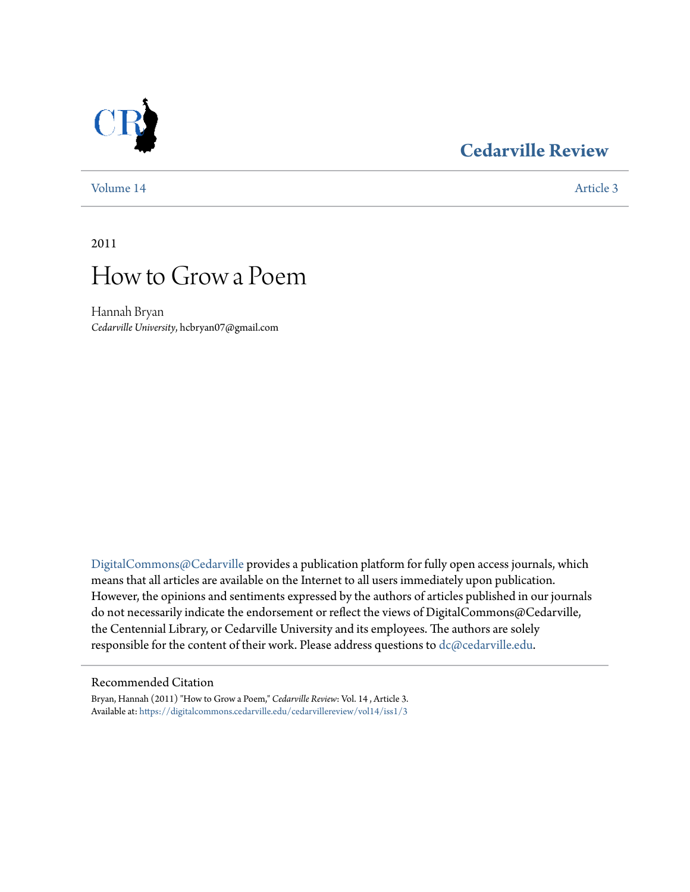# Cedarville Review

Volume 14 Article 3

2011

# How to Grow a Poem

Hannah Bryan
*Cedarville University*, hcbryan07@gmail.com

DigitalCommons@Cedarville provides a publication platform for fully open access journals, which means that all articles are available on the Internet to all users immediately upon publication. However, the opinions and sentiments expressed by the authors of articles published in our journals do not necessarily indicate the endorsement or reflect the views of DigitalCommons@Cedarville, the Centennial Library, or Cedarville University and its employees. The authors are solely responsible for the content of their work. Please address questions to dc@cedarville.edu.

## Recommended Citation

Bryan, Hannah (2011) "How to Grow a Poem," *Cedarville Review*: Vol. 14 , Article 3.
Available at: https://digitalcommons.cedarville.edu/cedarvillereview/vol14/iss1/3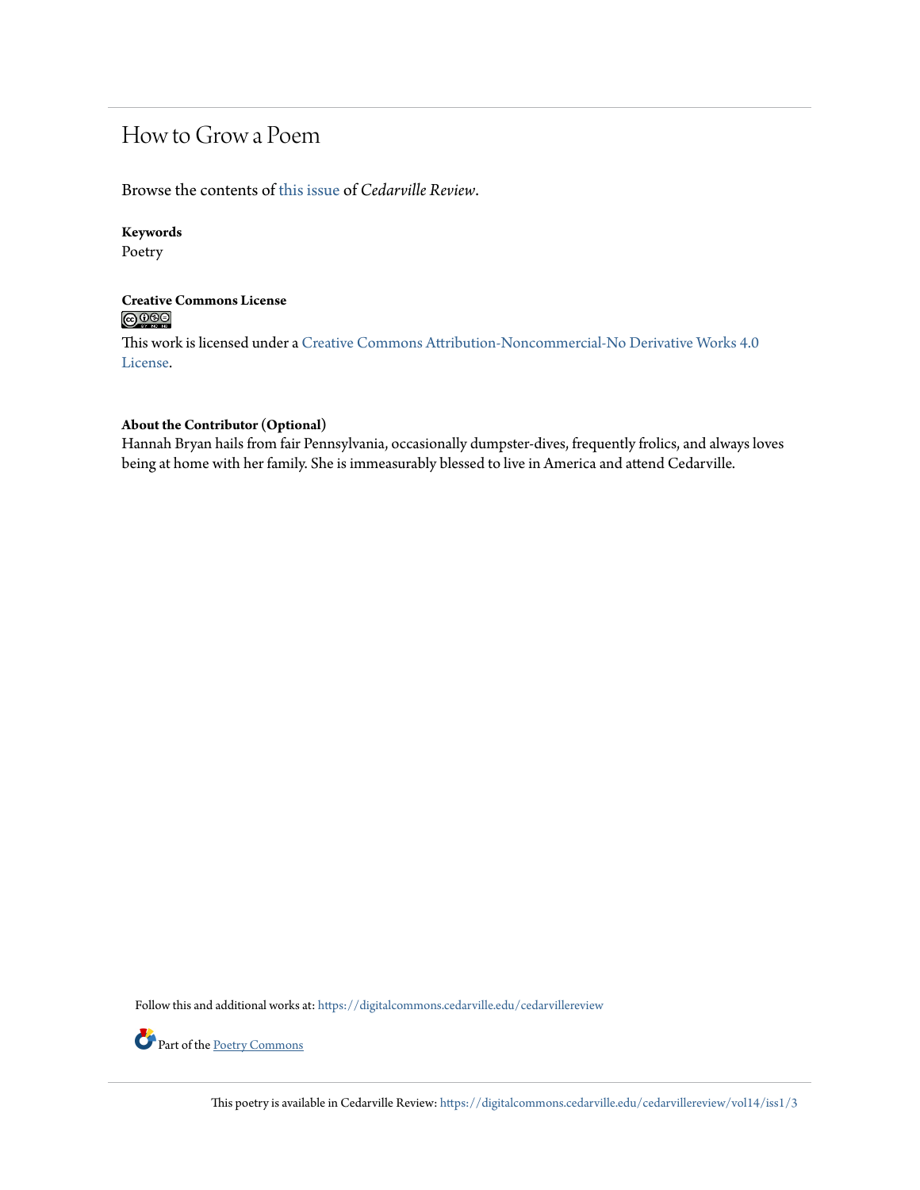# How to Grow a Poem

Browse the contents of this issue of *Cedarville Review*.

**Keywords**

Poetry

**Creative Commons License**

This work is licensed under a Creative Commons Attribution-Noncommercial-No Derivative Works 4.0 License.

**About the Contributor (Optional)**

Hannah Bryan hails from fair Pennsylvania, occasionally dumpster-dives, frequently frolics, and always loves being at home with her family. She is immeasurably blessed to live in America and attend Cedarville.

Follow this and additional works at: https://digitalcommons.cedarville.edu/cedarvillereview

Part of the Poetry Commons

This poetry is available in Cedarville Review: https://digitalcommons.cedarville.edu/cedarvillereview/vol14/iss1/3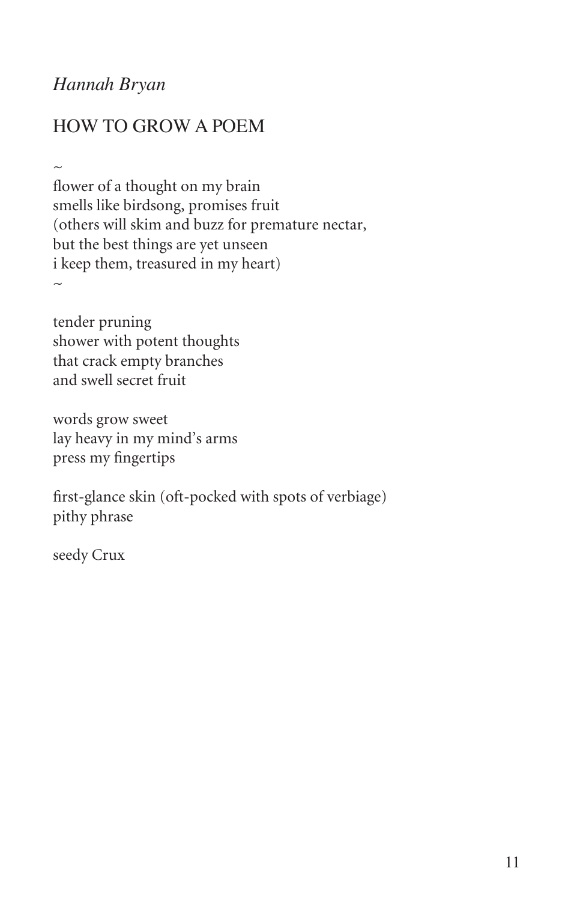*Hannah Bryan*

## HOW TO GROW A POEM

~
flower of a thought on my brain
smells like birdsong, promises fruit
(others will skim and buzz for premature nectar,
but the best things are yet unseen
i keep them, treasured in my heart)
~

tender pruning
shower with potent thoughts
that crack empty branches
and swell secret fruit

words grow sweet
lay heavy in my mind's arms
press my fingertips

first-glance skin (oft-pocked with spots of verbiage)
pithy phrase

seedy Crux